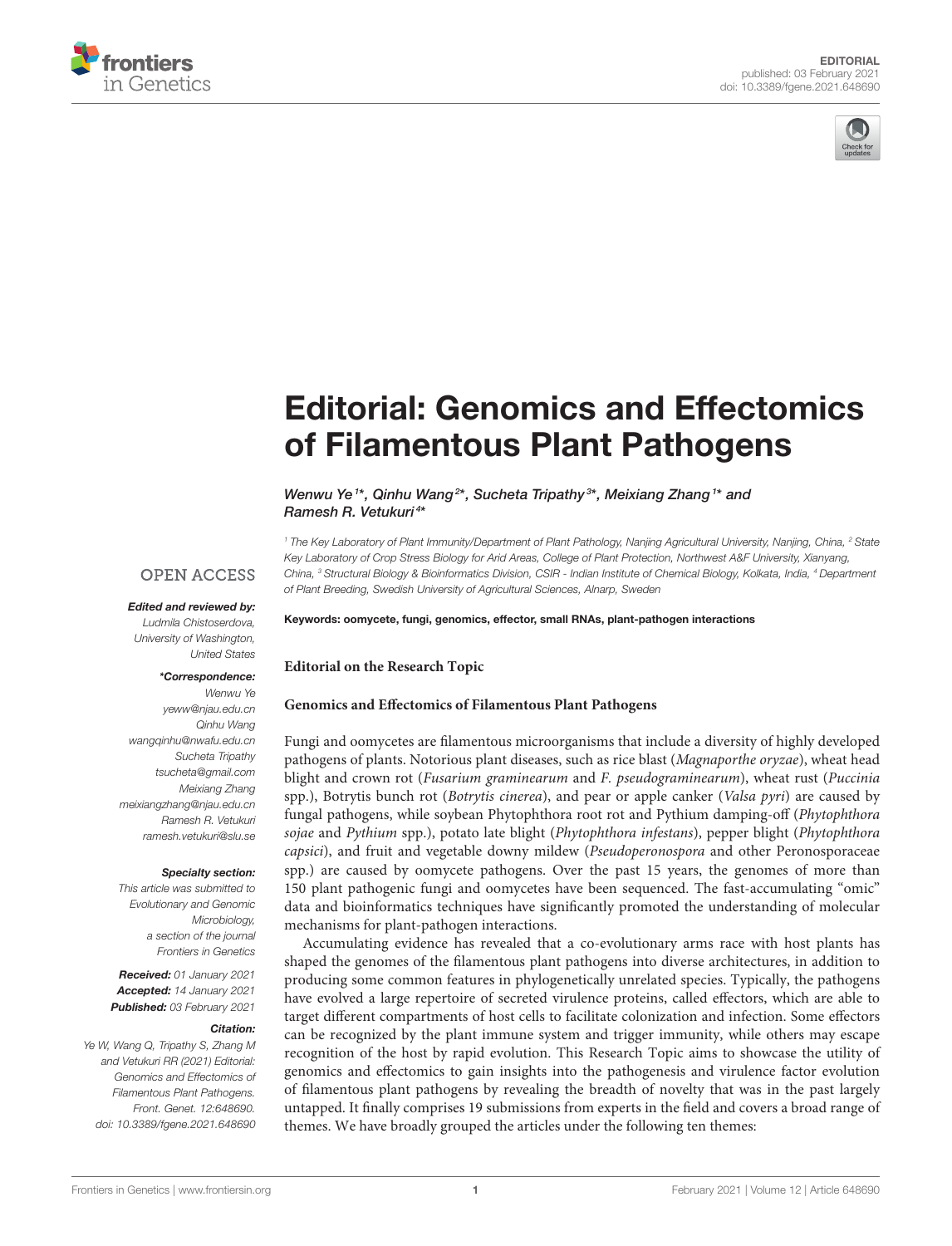EDITORIAL
published: 03 February 2021
doi: 10.3389/fgene.2021.648690

# Editorial: Genomics and Effectomics of Filamentous Plant Pathogens

*Wenwu Ye[1]\*, Qinhu Wang[2]\*, Sucheta Tripathy[3]\*, Meixiang Zhang[1]\* and Ramesh R. Vetukuri[4]\**

[1] The Key Laboratory of Plant Immunity/Department of Plant Pathology, Nanjing Agricultural University, Nanjing, China, [2] State Key Laboratory of Crop Stress Biology for Arid Areas, College of Plant Protection, Northwest A&F University, Xianyang, China, [3] Structural Biology & Bioinformatics Division, CSIR - Indian Institute of Chemical Biology, Kolkata, India, [4] Department of Plant Breeding, Swedish University of Agricultural Sciences, Alnarp, Sweden

OPEN ACCESS

***Edited and reviewed by:***
Ludmila Chistoserdova, University of Washington, United States

***\*Correspondence:***
Wenwu Ye
yeww@njau.edu.cn
Qinhu Wang
wangqinhu@nwafu.edu.cn
Sucheta Tripathy
tsucheta@gmail.com
Meixiang Zhang
meixiangzhang@njau.edu.cn
Ramesh R. Vetukuri
ramesh.vetukuri@slu.se

***Specialty section:***
This article was submitted to Evolutionary and Genomic Microbiology, a section of the journal Frontiers in Genetics

***Received:*** 01 January 2021
***Accepted:*** 14 January 2021
***Published:*** 03 February 2021

***Citation:***
Ye W, Wang Q, Tripathy S, Zhang M and Vetukuri RR (2021) Editorial: Genomics and Effectomics of Filamentous Plant Pathogens. Front. Genet. 12:648690. doi: 10.3389/fgene.2021.648690

**Keywords: oomycete, fungi, genomics, effector, small RNAs, plant-pathogen interactions**

**Editorial on the Research Topic**

**Genomics and Effectomics of Filamentous Plant Pathogens**

Fungi and oomycetes are filamentous microorganisms that include a diversity of highly developed pathogens of plants. Notorious plant diseases, such as rice blast (*Magnaporthe oryzae*), wheat head blight and crown rot (*Fusarium graminearum* and *F. pseudograminearum*), wheat rust (*Puccinia* spp.), Botrytis bunch rot (*Botrytis cinerea*), and pear or apple canker (*Valsa pyri*) are caused by fungal pathogens, while soybean Phytophthora root rot and Pythium damping-off (*Phytophthora sojae* and *Pythium* spp.), potato late blight (*Phytophthora infestans*), pepper blight (*Phytophthora capsici*), and fruit and vegetable downy mildew (*Pseudoperonospora* and other Peronosporaceae spp.) are caused by oomycete pathogens. Over the past 15 years, the genomes of more than 150 plant pathogenic fungi and oomycetes have been sequenced. The fast-accumulating "omic" data and bioinformatics techniques have significantly promoted the understanding of molecular mechanisms for plant-pathogen interactions.

Accumulating evidence has revealed that a co-evolutionary arms race with host plants has shaped the genomes of the filamentous plant pathogens into diverse architectures, in addition to producing some common features in phylogenetically unrelated species. Typically, the pathogens have evolved a large repertoire of secreted virulence proteins, called effectors, which are able to target different compartments of host cells to facilitate colonization and infection. Some effectors can be recognized by the plant immune system and trigger immunity, while others may escape recognition of the host by rapid evolution. This Research Topic aims to showcase the utility of genomics and effectomics to gain insights into the pathogenesis and virulence factor evolution of filamentous plant pathogens by revealing the breadth of novelty that was in the past largely untapped. It finally comprises 19 submissions from experts in the field and covers a broad range of themes. We have broadly grouped the articles under the following ten themes: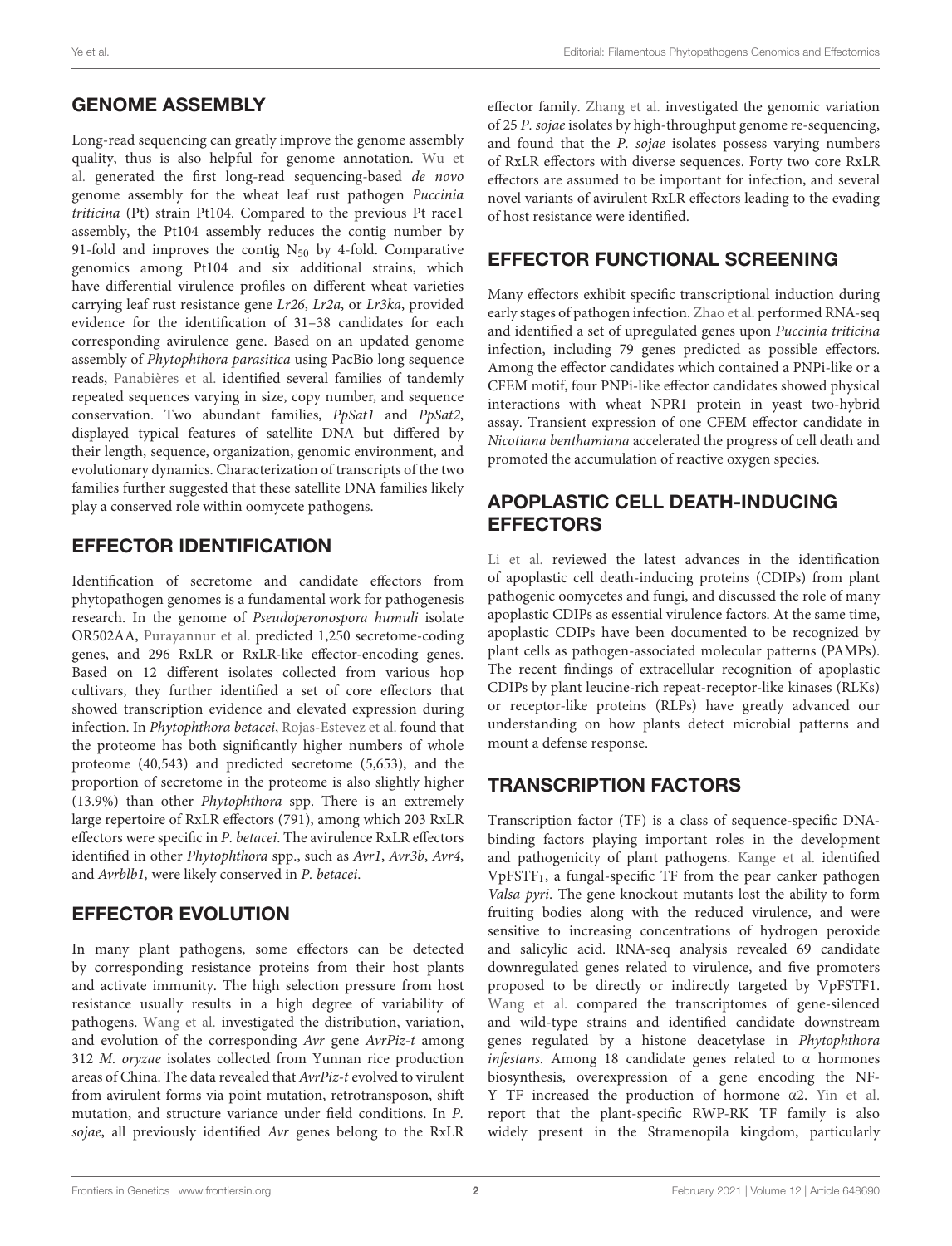## GENOME ASSEMBLY

Long-read sequencing can greatly improve the genome assembly quality, thus is also helpful for genome annotation. Wu et al. generated the first long-read sequencing-based *de novo* genome assembly for the wheat leaf rust pathogen *Puccinia triticina* (Pt) strain Pt104. Compared to the previous Pt race1 assembly, the Pt104 assembly reduces the contig number by 91-fold and improves the contig $N_{50}$ by 4-fold. Comparative genomics among Pt104 and six additional strains, which have differential virulence profiles on different wheat varieties carrying leaf rust resistance gene *Lr26*, *Lr2a*, or *Lr3ka*, provided evidence for the identification of 31–38 candidates for each corresponding avirulence gene. Based on an updated genome assembly of *Phytophthora parasitica* using PacBio long sequence reads, Panabières et al. identified several families of tandemly repeated sequences varying in size, copy number, and sequence conservation. Two abundant families, *PpSat1* and *PpSat2*, displayed typical features of satellite DNA but differed by their length, sequence, organization, genomic environment, and evolutionary dynamics. Characterization of transcripts of the two families further suggested that these satellite DNA families likely play a conserved role within oomycete pathogens.

## EFFECTOR IDENTIFICATION

Identification of secretome and candidate effectors from phytopathogen genomes is a fundamental work for pathogenesis research. In the genome of *Pseudoperonospora humuli* isolate OR502AA, Purayannur et al. predicted 1,250 secretome-coding genes, and 296 RxLR or RxLR-like effector-encoding genes. Based on 12 different isolates collected from various hop cultivars, they further identified a set of core effectors that showed transcription evidence and elevated expression during infection. In *Phytophthora betacei*, Rojas-Estevez et al. found that the proteome has both significantly higher numbers of whole proteome (40,543) and predicted secretome (5,653), and the proportion of secretome in the proteome is also slightly higher (13.9%) than other *Phytophthora* spp. There is an extremely large repertoire of RxLR effectors (791), among which 203 RxLR effectors were specific in *P. betacei*. The avirulence RxLR effectors identified in other *Phytophthora* spp., such as *Avr1*, *Avr3b*, *Avr4*, and *Avrblb1,* were likely conserved in *P. betacei*.

## EFFECTOR EVOLUTION

In many plant pathogens, some effectors can be detected by corresponding resistance proteins from their host plants and activate immunity. The high selection pressure from host resistance usually results in a high degree of variability of pathogens. Wang et al. investigated the distribution, variation, and evolution of the corresponding *Avr* gene *AvrPiz-t* among 312 *M. oryzae* isolates collected from Yunnan rice production areas of China. The data revealed that *AvrPiz-t* evolved to virulent from avirulent forms via point mutation, retrotransposon, shift mutation, and structure variance under field conditions. In *P. sojae*, all previously identified *Avr* genes belong to the RxLR effector family. Zhang et al. investigated the genomic variation of 25 *P. sojae* isolates by high-throughput genome re-sequencing, and found that the *P. sojae* isolates possess varying numbers of RxLR effectors with diverse sequences. Forty two core RxLR effectors are assumed to be important for infection, and several novel variants of avirulent RxLR effectors leading to the evading of host resistance were identified.

## EFFECTOR FUNCTIONAL SCREENING

Many effectors exhibit specific transcriptional induction during early stages of pathogen infection. Zhao et al. performed RNA-seq and identified a set of upregulated genes upon *Puccinia triticina* infection, including 79 genes predicted as possible effectors. Among the effector candidates which contained a PNPi-like or a CFEM motif, four PNPi-like effector candidates showed physical interactions with wheat NPR1 protein in yeast two-hybrid assay. Transient expression of one CFEM effector candidate in *Nicotiana benthamiana* accelerated the progress of cell death and promoted the accumulation of reactive oxygen species.

## APOPLASTIC CELL DEATH-INDUCING EFFECTORS

Li et al. reviewed the latest advances in the identification of apoplastic cell death-inducing proteins (CDIPs) from plant pathogenic oomycetes and fungi, and discussed the role of many apoplastic CDIPs as essential virulence factors. At the same time, apoplastic CDIPs have been documented to be recognized by plant cells as pathogen-associated molecular patterns (PAMPs). The recent findings of extracellular recognition of apoplastic CDIPs by plant leucine-rich repeat-receptor-like kinases (RLKs) or receptor-like proteins (RLPs) have greatly advanced our understanding on how plants detect microbial patterns and mount a defense response.

## TRANSCRIPTION FACTORS

Transcription factor (TF) is a class of sequence-specific DNA-binding factors playing important roles in the development and pathogenicity of plant pathogens. Kange et al. identified $VpFSTF_1$, a fungal-specific TF from the pear canker pathogen *Valsa pyri*. The gene knockout mutants lost the ability to form fruiting bodies along with the reduced virulence, and were sensitive to increasing concentrations of hydrogen peroxide and salicylic acid. RNA-seq analysis revealed 69 candidate downregulated genes related to virulence, and five promoters proposed to be directly or indirectly targeted by VpFSTF1. Wang et al. compared the transcriptomes of gene-silenced and wild-type strains and identified candidate downstream genes regulated by a histone deacetylase in *Phytophthora infestans*. Among 18 candidate genes related to α hormones biosynthesis, overexpression of a gene encoding the NF-Y TF increased the production of hormone α2. Yin et al. report that the plant-specific RWP-RK TF family is also widely present in the Stramenopila kingdom, particularly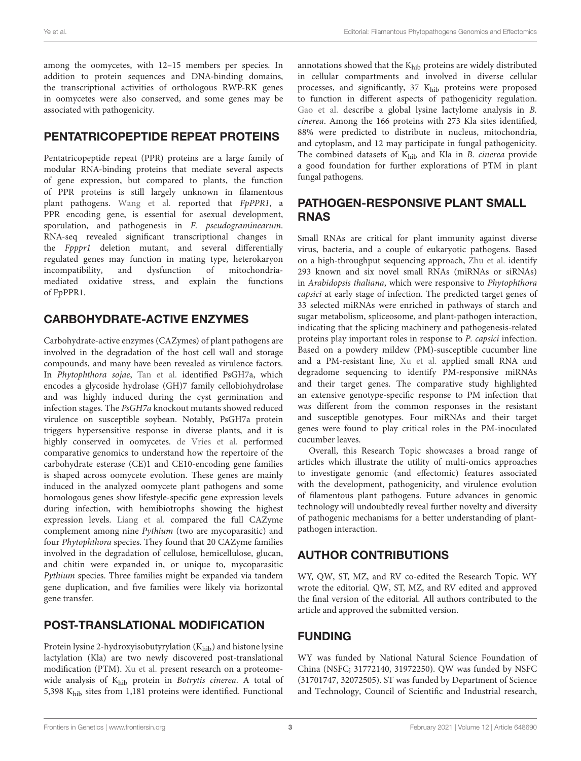among the oomycetes, with 12–15 members per species. In addition to protein sequences and DNA-binding domains, the transcriptional activities of orthologous RWP-RK genes in oomycetes were also conserved, and some genes may be associated with pathogenicity.

## PENTATRICOPEPTIDE REPEAT PROTEINS

Pentatricopeptide repeat (PPR) proteins are a large family of modular RNA-binding proteins that mediate several aspects of gene expression, but compared to plants, the function of PPR proteins is still largely unknown in filamentous plant pathogens. Wang et al. reported that *FpPPR1*, a PPR encoding gene, is essential for asexual development, sporulation, and pathogenesis in *F. pseudograminearum*. RNA-seq revealed significant transcriptional changes in the *Fpppr1* deletion mutant, and several differentially regulated genes may function in mating type, heterokaryon incompatibility, and dysfunction of mitochondria-mediated oxidative stress, and explain the functions of FpPPR1.

## CARBOHYDRATE-ACTIVE ENZYMES

Carbohydrate-active enzymes (CAZymes) of plant pathogens are involved in the degradation of the host cell wall and storage compounds, and many have been revealed as virulence factors. In *Phytophthora sojae*, Tan et al. identified PsGH7a, which encodes a glycoside hydrolase (GH)7 family cellobiohydrolase and was highly induced during the cyst germination and infection stages. The *PsGH7a* knockout mutants showed reduced virulence on susceptible soybean. Notably, PsGH7a protein triggers hypersensitive response in diverse plants, and it is highly conserved in oomycetes. de Vries et al. performed comparative genomics to understand how the repertoire of the carbohydrate esterase (CE)1 and CE10-encoding gene families is shaped across oomycete evolution. These genes are mainly induced in the analyzed oomycete plant pathogens and some homologous genes show lifestyle-specific gene expression levels during infection, with hemibiotrophs showing the highest expression levels. Liang et al. compared the full CAZyme complement among nine *Pythium* (two are mycoparasitic) and four *Phytophthora* species. They found that 20 CAZyme families involved in the degradation of cellulose, hemicellulose, glucan, and chitin were expanded in, or unique to, mycoparasitic *Pythium* species. Three families might be expanded via tandem gene duplication, and five families were likely via horizontal gene transfer.

## POST-TRANSLATIONAL MODIFICATION

Protein lysine 2-hydroxyisobutyrylation ($K_{hib}$) and histone lysine lactylation (Kla) are two newly discovered post-translational modification (PTM). Xu et al. present research on a proteome-wide analysis of $K_{hib}$ protein in *Botrytis cinerea*. A total of 5,398 $K_{hib}$ sites from 1,181 proteins were identified. Functional annotations showed that the $K_{hib}$ proteins are widely distributed in cellular compartments and involved in diverse cellular processes, and significantly, 37 $K_{hib}$ proteins were proposed to function in different aspects of pathogenicity regulation. Gao et al. describe a global lysine lactylome analysis in *B. cinerea*. Among the 166 proteins with 273 Kla sites identified, 88% were predicted to distribute in nucleus, mitochondria, and cytoplasm, and 12 may participate in fungal pathogenicity. The combined datasets of $K_{hib}$ and Kla in *B. cinerea* provide a good foundation for further explorations of PTM in plant fungal pathogens.

## PATHOGEN-RESPONSIVE PLANT SMALL RNAS

Small RNAs are critical for plant immunity against diverse virus, bacteria, and a couple of eukaryotic pathogens. Based on a high-throughput sequencing approach, Zhu et al. identify 293 known and six novel small RNAs (miRNAs or siRNAs) in *Arabidopsis thaliana*, which were responsive to *Phytophthora capsici* at early stage of infection. The predicted target genes of 33 selected miRNAs were enriched in pathways of starch and sugar metabolism, spliceosome, and plant-pathogen interaction, indicating that the splicing machinery and pathogenesis-related proteins play important roles in response to *P. capsici* infection. Based on a powdery mildew (PM)-susceptible cucumber line and a PM-resistant line, Xu et al. applied small RNA and degradome sequencing to identify PM-responsive miRNAs and their target genes. The comparative study highlighted an extensive genotype-specific response to PM infection that was different from the common responses in the resistant and susceptible genotypes. Four miRNAs and their target genes were found to play critical roles in the PM-inoculated cucumber leaves.

Overall, this Research Topic showcases a broad range of articles which illustrate the utility of multi-omics approaches to investigate genomic (and effectomic) features associated with the development, pathogenicity, and virulence evolution of filamentous plant pathogens. Future advances in genomic technology will undoubtedly reveal further novelty and diversity of pathogenic mechanisms for a better understanding of plant-pathogen interaction.

## AUTHOR CONTRIBUTIONS

WY, QW, ST, MZ, and RV co-edited the Research Topic. WY wrote the editorial. QW, ST, MZ, and RV edited and approved the final version of the editorial. All authors contributed to the article and approved the submitted version.

## FUNDING

WY was funded by National Natural Science Foundation of China (NSFC; 31772140, 31972250). QW was funded by NSFC (31701747, 32072505). ST was funded by Department of Science and Technology, Council of Scientific and Industrial research,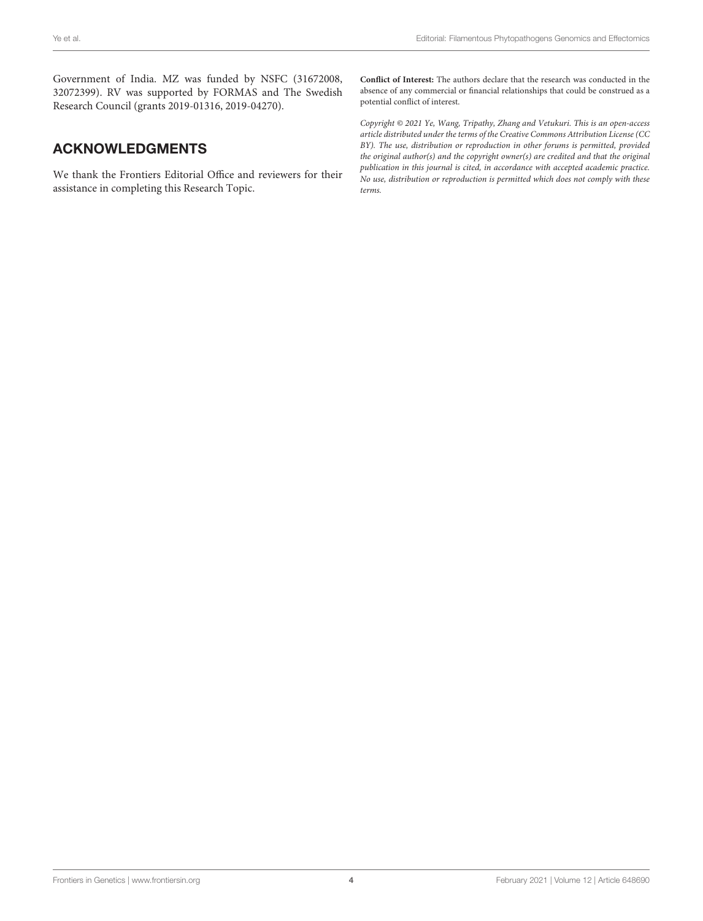Government of India. MZ was funded by NSFC (31672008, 32072399). RV was supported by FORMAS and The Swedish Research Council (grants 2019-01316, 2019-04270).

## ACKNOWLEDGMENTS

We thank the Frontiers Editorial Office and reviewers for their assistance in completing this Research Topic.

**Conflict of Interest:** The authors declare that the research was conducted in the absence of any commercial or financial relationships that could be construed as a potential conflict of interest.

*Copyright © 2021 Ye, Wang, Tripathy, Zhang and Vetukuri. This is an open-access article distributed under the terms of the Creative Commons Attribution License (CC BY). The use, distribution or reproduction in other forums is permitted, provided the original author(s) and the copyright owner(s) are credited and that the original publication in this journal is cited, in accordance with accepted academic practice. No use, distribution or reproduction is permitted which does not comply with these terms.*